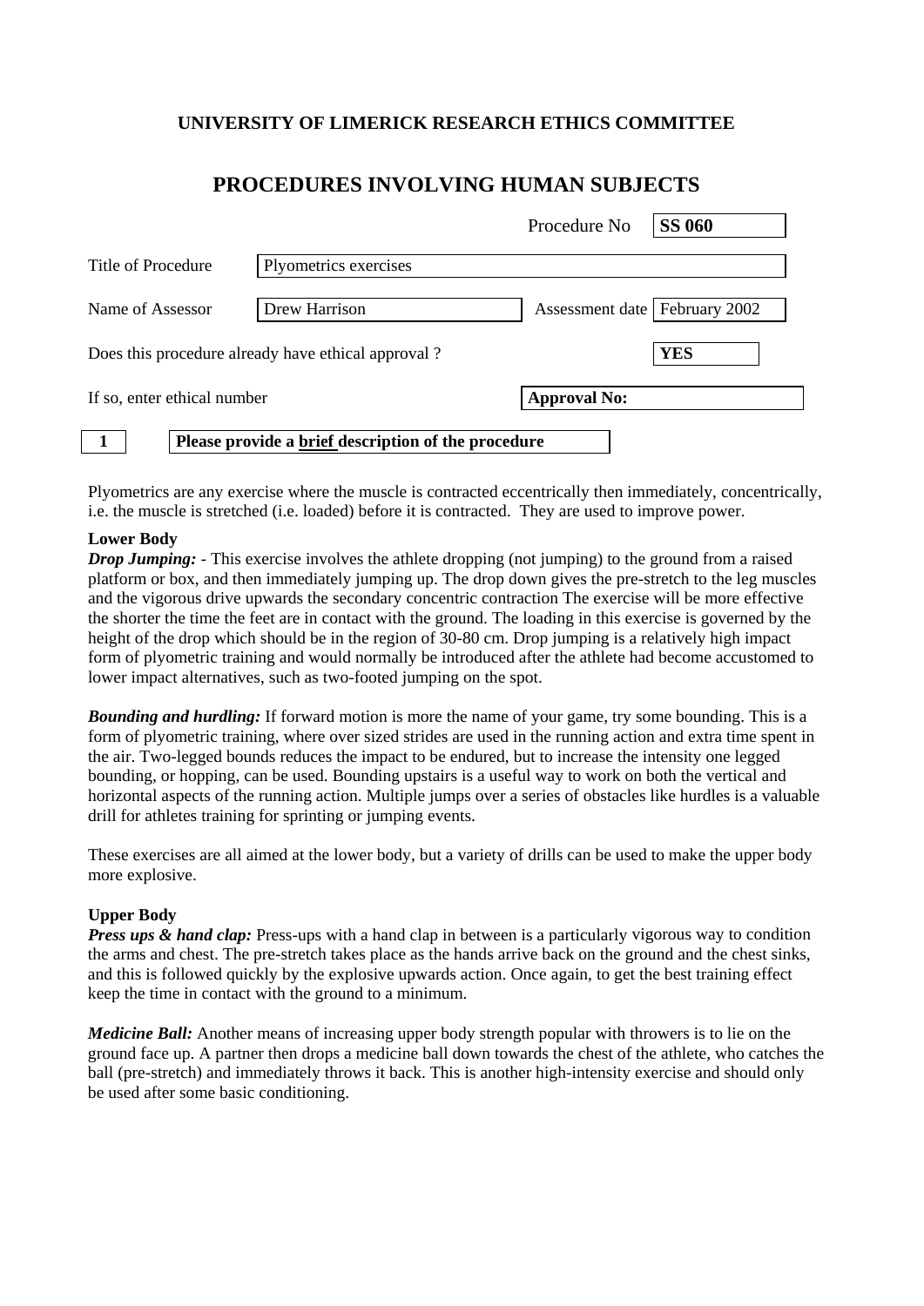**UNIVERSITY OF LIMERICK RESEARCH ETHICS COMMITTEE**

# PROCEDURES INVOLVING HUMAN SUBJECTS

| | | | |
|---|---|---|---|
| | | Procedure No | **SS 060** |
| Title of Procedure | Plyometrics exercises | | |
| Name of Assessor | Drew Harrison | Assessment date | February 2002 |
| Does this procedure already have ethical approval ? | | | **YES** |
| If so, enter ethical number | | **Approval No:** | |

**1** **Please provide a brief description of the procedure**

Plyometrics are any exercise where the muscle is contracted eccentrically then immediately, concentrically, i.e. the muscle is stretched (i.e. loaded) before it is contracted. They are used to improve power.

**Lower Body**

***Drop Jumping:*** - This exercise involves the athlete dropping (not jumping) to the ground from a raised platform or box, and then immediately jumping up. The drop down gives the pre-stretch to the leg muscles and the vigorous drive upwards the secondary concentric contraction The exercise will be more effective the shorter the time the feet are in contact with the ground. The loading in this exercise is governed by the height of the drop which should be in the region of 30-80 cm. Drop jumping is a relatively high impact form of plyometric training and would normally be introduced after the athlete had become accustomed to lower impact alternatives, such as two-footed jumping on the spot.

***Bounding and hurdling:*** If forward motion is more the name of your game, try some bounding. This is a form of plyometric training, where over sized strides are used in the running action and extra time spent in the air. Two-legged bounds reduces the impact to be endured, but to increase the intensity one legged bounding, or hopping, can be used. Bounding upstairs is a useful way to work on both the vertical and horizontal aspects of the running action. Multiple jumps over a series of obstacles like hurdles is a valuable drill for athletes training for sprinting or jumping events.

These exercises are all aimed at the lower body, but a variety of drills can be used to make the upper body more explosive.

**Upper Body**

***Press ups & hand clap:*** Press-ups with a hand clap in between is a particularly vigorous way to condition the arms and chest. The pre-stretch takes place as the hands arrive back on the ground and the chest sinks, and this is followed quickly by the explosive upwards action. Once again, to get the best training effect keep the time in contact with the ground to a minimum.

***Medicine Ball:*** Another means of increasing upper body strength popular with throwers is to lie on the ground face up. A partner then drops a medicine ball down towards the chest of the athlete, who catches the ball (pre-stretch) and immediately throws it back. This is another high-intensity exercise and should only be used after some basic conditioning.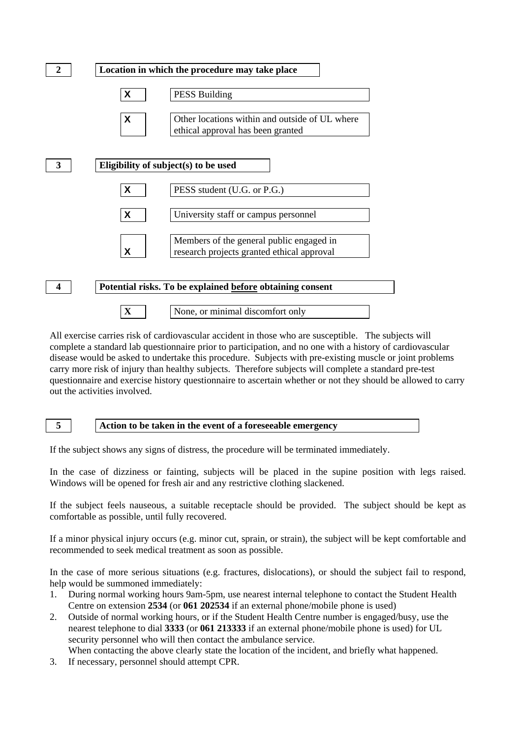## 2 Location in which the procedure may take place

- X PESS Building
- X Other locations within and outside of UL where ethical approval has been granted

## 3 Eligibility of subject(s) to be used

- X PESS student (U.G. or P.G.)
- X University staff or campus personnel
- X Members of the general public engaged in research projects granted ethical approval

## 4 Potential risks. To be explained before obtaining consent

- X None, or minimal discomfort only

All exercise carries risk of cardiovascular accident in those who are susceptible. The subjects will complete a standard lab questionnaire prior to participation, and no one with a history of cardiovascular disease would be asked to undertake this procedure. Subjects with pre-existing muscle or joint problems carry more risk of injury than healthy subjects. Therefore subjects will complete a standard pre-test questionnaire and exercise history questionnaire to ascertain whether or not they should be allowed to carry out the activities involved.

## 5 Action to be taken in the event of a foreseeable emergency

If the subject shows any signs of distress, the procedure will be terminated immediately.

In the case of dizziness or fainting, subjects will be placed in the supine position with legs raised. Windows will be opened for fresh air and any restrictive clothing slackened.

If the subject feels nauseous, a suitable receptacle should be provided. The subject should be kept as comfortable as possible, until fully recovered.

If a minor physical injury occurs (e.g. minor cut, sprain, or strain), the subject will be kept comfortable and recommended to seek medical treatment as soon as possible.

In the case of more serious situations (e.g. fractures, dislocations), or should the subject fail to respond, help would be summoned immediately:

1. During normal working hours 9am-5pm, use nearest internal telephone to contact the Student Health Centre on extension **2534** (or **061 202534** if an external phone/mobile phone is used)
2. Outside of normal working hours, or if the Student Health Centre number is engaged/busy, use the nearest telephone to dial **3333** (or **061 213333** if an external phone/mobile phone is used) for UL security personnel who will then contact the ambulance service.
   When contacting the above clearly state the location of the incident, and briefly what happened.
3. If necessary, personnel should attempt CPR.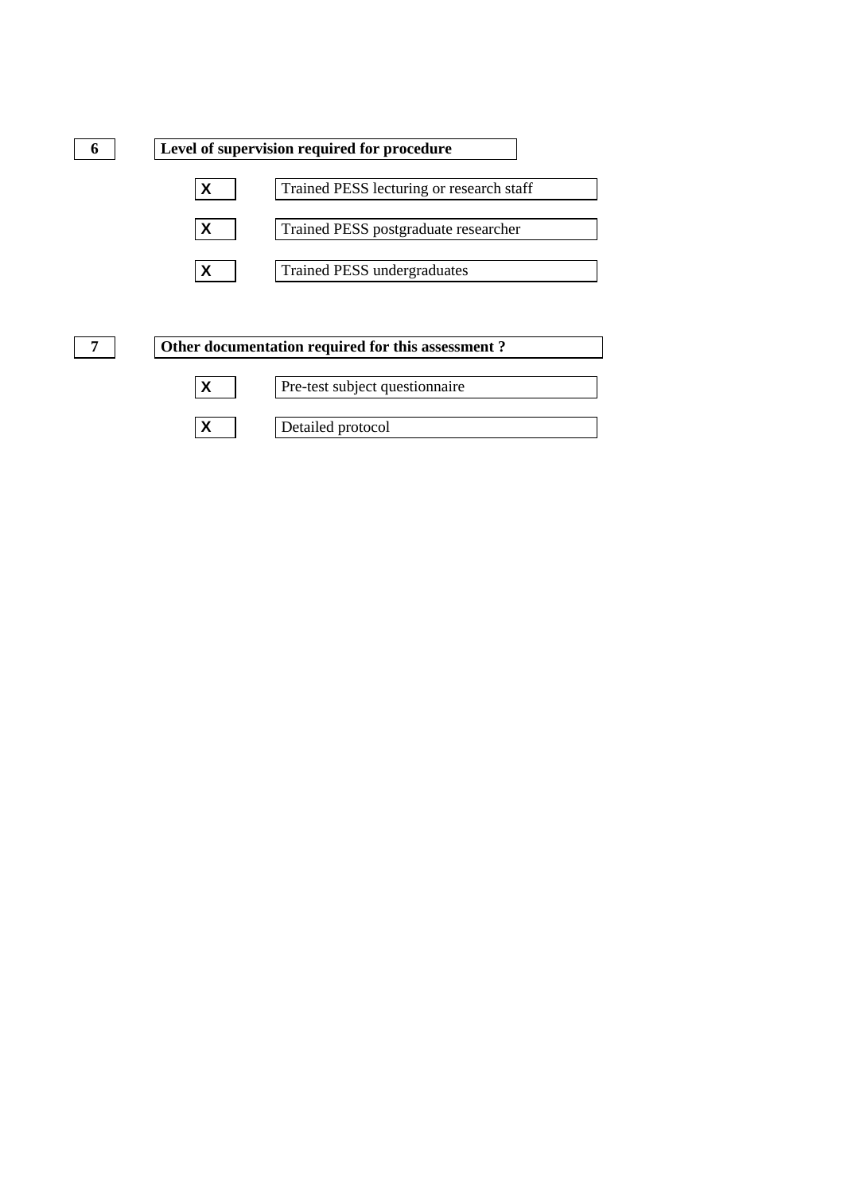**6** **Level of supervision required for procedure**

- X Trained PESS lecturing or research staff
- X Trained PESS postgraduate researcher
- X Trained PESS undergraduates

**7** **Other documentation required for this assessment ?**

- X Pre-test subject questionnaire
- X Detailed protocol